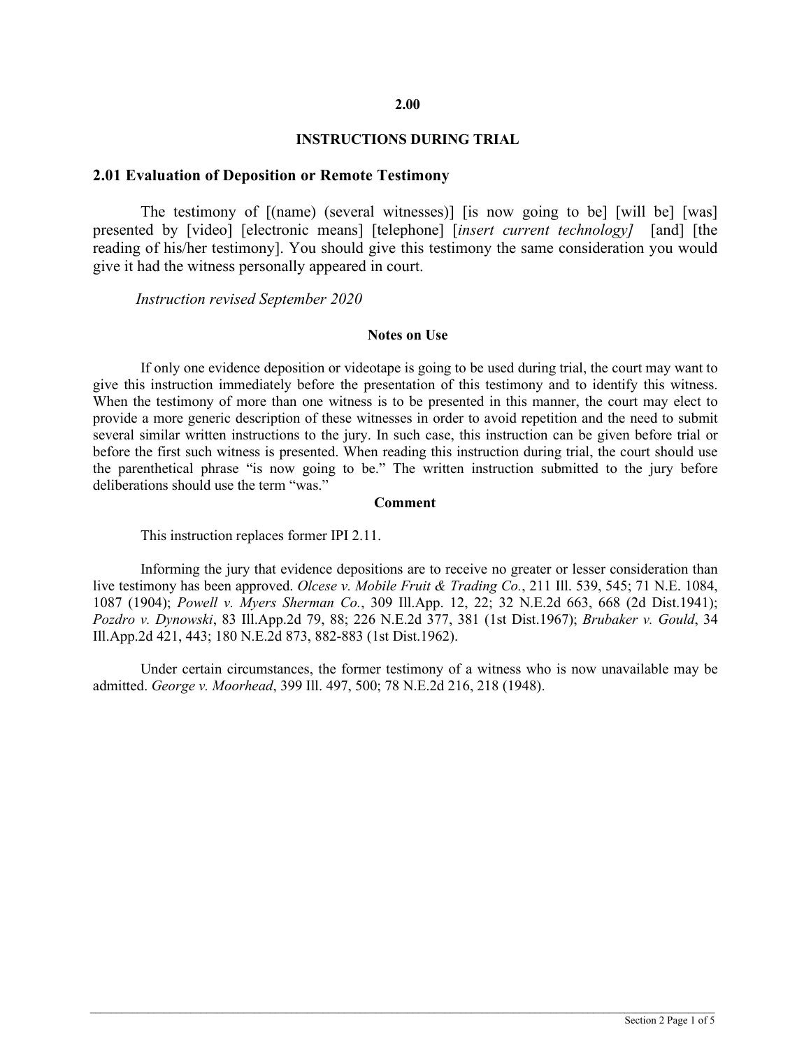## 2.00

## INSTRUCTIONS DURING TRIAL

### 2.01 Evaluation of Deposition or Remote Testimony

The testimony of [(name) (several witnesses)] [is now going to be] [will be] [was] presented by [video] [electronic means] [telephone] [*insert current technology]* [and] [the reading of his/her testimony]. You should give this testimony the same consideration you would give it had the witness personally appeared in court.

*Instruction revised September 2020*

**Notes on Use**

If only one evidence deposition or videotape is going to be used during trial, the court may want to give this instruction immediately before the presentation of this testimony and to identify this witness. When the testimony of more than one witness is to be presented in this manner, the court may elect to provide a more generic description of these witnesses in order to avoid repetition and the need to submit several similar written instructions to the jury. In such case, this instruction can be given before trial or before the first such witness is presented. When reading this instruction during trial, the court should use the parenthetical phrase "is now going to be." The written instruction submitted to the jury before deliberations should use the term "was."

**Comment**

This instruction replaces former IPI 2.11.

Informing the jury that evidence depositions are to receive no greater or lesser consideration than live testimony has been approved. *Olcese v. Mobile Fruit & Trading Co.*, 211 Ill. 539, 545; 71 N.E. 1084, 1087 (1904); *Powell v. Myers Sherman Co.*, 309 Ill.App. 12, 22; 32 N.E.2d 663, 668 (2d Dist.1941); *Pozdro v. Dynowski*, 83 Ill.App.2d 79, 88; 226 N.E.2d 377, 381 (1st Dist.1967); *Brubaker v. Gould*, 34 Ill.App.2d 421, 443; 180 N.E.2d 873, 882-883 (1st Dist.1962).

Under certain circumstances, the former testimony of a witness who is now unavailable may be admitted. *George v. Moorhead*, 399 Ill. 497, 500; 78 N.E.2d 216, 218 (1948).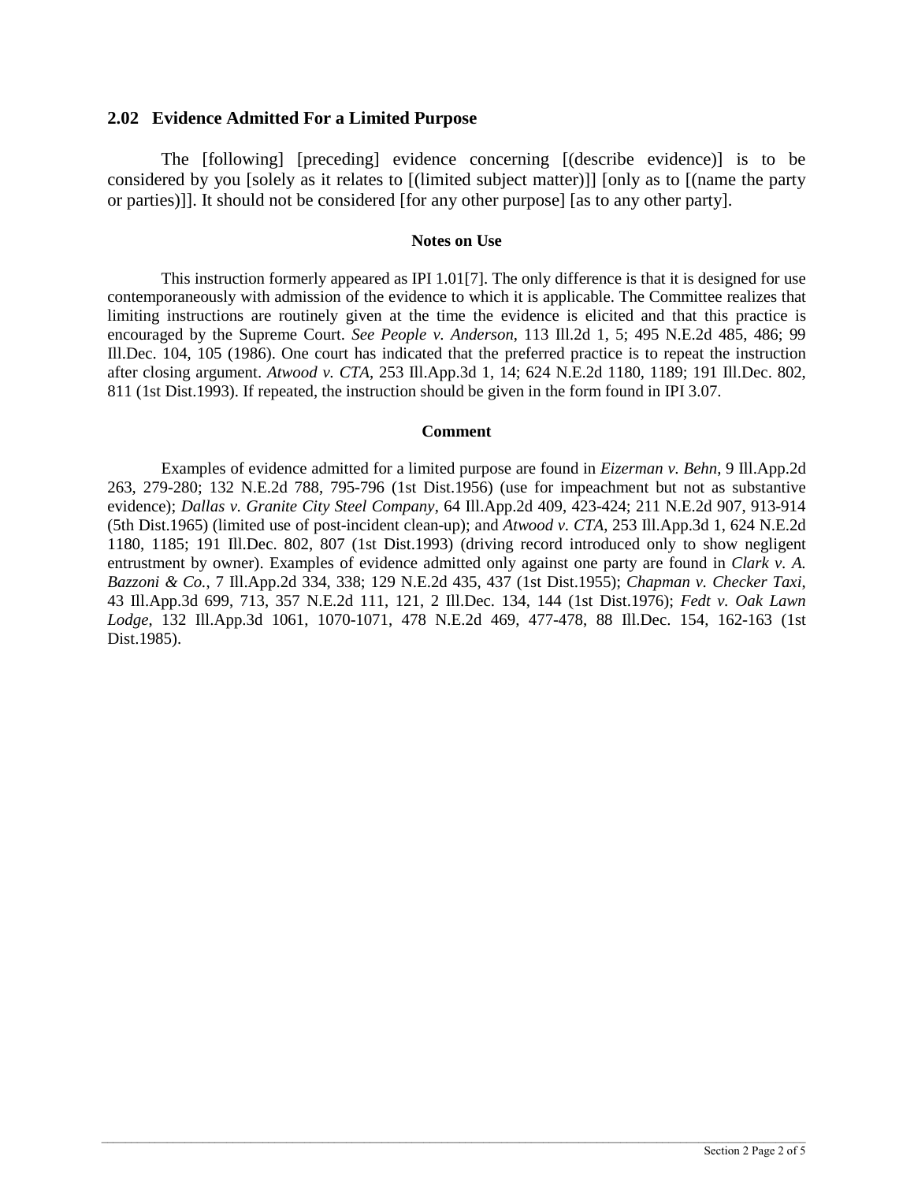## 2.02 Evidence Admitted For a Limited Purpose

The [following] [preceding] evidence concerning [(describe evidence)] is to be considered by you [solely as it relates to [(limited subject matter)]] [only as to [(name the party or parties)]]. It should not be considered [for any other purpose] [as to any other party].

### Notes on Use

This instruction formerly appeared as IPI 1.01[7]. The only difference is that it is designed for use contemporaneously with admission of the evidence to which it is applicable. The Committee realizes that limiting instructions are routinely given at the time the evidence is elicited and that this practice is encouraged by the Supreme Court. *See People v. Anderson*, 113 Ill.2d 1, 5; 495 N.E.2d 485, 486; 99 Ill.Dec. 104, 105 (1986). One court has indicated that the preferred practice is to repeat the instruction after closing argument. *Atwood v. CTA*, 253 Ill.App.3d 1, 14; 624 N.E.2d 1180, 1189; 191 Ill.Dec. 802, 811 (1st Dist.1993). If repeated, the instruction should be given in the form found in IPI 3.07.

### Comment

Examples of evidence admitted for a limited purpose are found in *Eizerman v. Behn*, 9 Ill.App.2d 263, 279-280; 132 N.E.2d 788, 795-796 (1st Dist.1956) (use for impeachment but not as substantive evidence); *Dallas v. Granite City Steel Company*, 64 Ill.App.2d 409, 423-424; 211 N.E.2d 907, 913-914 (5th Dist.1965) (limited use of post-incident clean-up); and *Atwood v. CTA*, 253 Ill.App.3d 1, 624 N.E.2d 1180, 1185; 191 Ill.Dec. 802, 807 (1st Dist.1993) (driving record introduced only to show negligent entrustment by owner). Examples of evidence admitted only against one party are found in *Clark v. A. Bazzoni & Co.*, 7 Ill.App.2d 334, 338; 129 N.E.2d 435, 437 (1st Dist.1955); *Chapman v. Checker Taxi*, 43 Ill.App.3d 699, 713, 357 N.E.2d 111, 121, 2 Ill.Dec. 134, 144 (1st Dist.1976); *Fedt v. Oak Lawn Lodge*, 132 Ill.App.3d 1061, 1070-1071, 478 N.E.2d 469, 477-478, 88 Ill.Dec. 154, 162-163 (1st Dist.1985).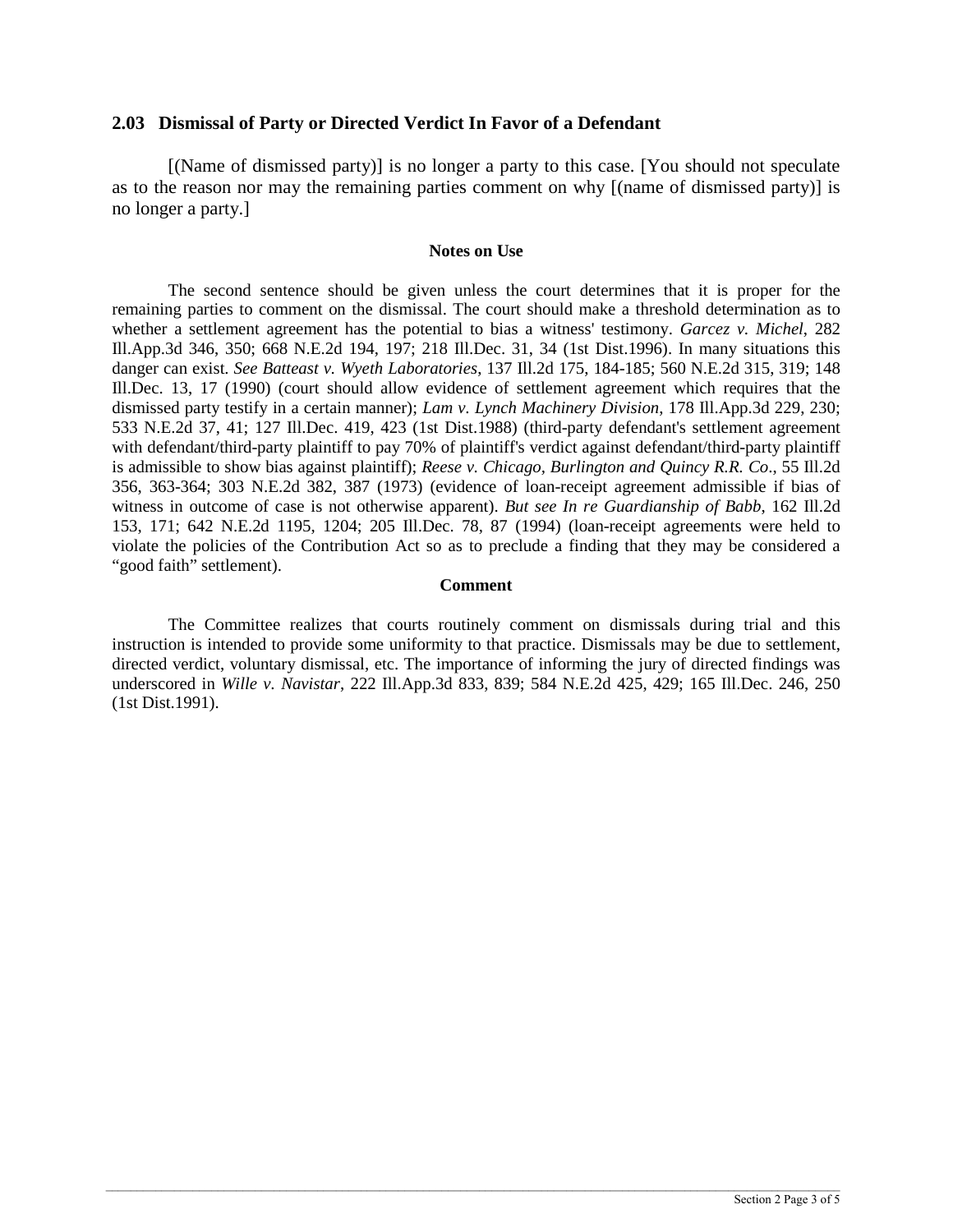### 2.03 Dismissal of Party or Directed Verdict In Favor of a Defendant

[(Name of dismissed party)] is no longer a party to this case. [You should not speculate as to the reason nor may the remaining parties comment on why [(name of dismissed party)] is no longer a party.]

**Notes on Use**

The second sentence should be given unless the court determines that it is proper for the remaining parties to comment on the dismissal. The court should make a threshold determination as to whether a settlement agreement has the potential to bias a witness' testimony. *Garcez v. Michel*, 282 Ill.App.3d 346, 350; 668 N.E.2d 194, 197; 218 Ill.Dec. 31, 34 (1st Dist.1996). In many situations this danger can exist. *See Batteast v. Wyeth Laboratories*, 137 Ill.2d 175, 184-185; 560 N.E.2d 315, 319; 148 Ill.Dec. 13, 17 (1990) (court should allow evidence of settlement agreement which requires that the dismissed party testify in a certain manner); *Lam v. Lynch Machinery Division*, 178 Ill.App.3d 229, 230; 533 N.E.2d 37, 41; 127 Ill.Dec. 419, 423 (1st Dist.1988) (third-party defendant's settlement agreement with defendant/third-party plaintiff to pay 70% of plaintiff's verdict against defendant/third-party plaintiff is admissible to show bias against plaintiff); *Reese v. Chicago, Burlington and Quincy R.R. Co*., 55 Ill.2d 356, 363-364; 303 N.E.2d 382, 387 (1973) (evidence of loan-receipt agreement admissible if bias of witness in outcome of case is not otherwise apparent). *But see In re Guardianship of Babb*, 162 Ill.2d 153, 171; 642 N.E.2d 1195, 1204; 205 Ill.Dec. 78, 87 (1994) (loan-receipt agreements were held to violate the policies of the Contribution Act so as to preclude a finding that they may be considered a "good faith" settlement).

**Comment**

The Committee realizes that courts routinely comment on dismissals during trial and this instruction is intended to provide some uniformity to that practice. Dismissals may be due to settlement, directed verdict, voluntary dismissal, etc. The importance of informing the jury of directed findings was underscored in *Wille v. Navistar*, 222 Ill.App.3d 833, 839; 584 N.E.2d 425, 429; 165 Ill.Dec. 246, 250 (1st Dist.1991).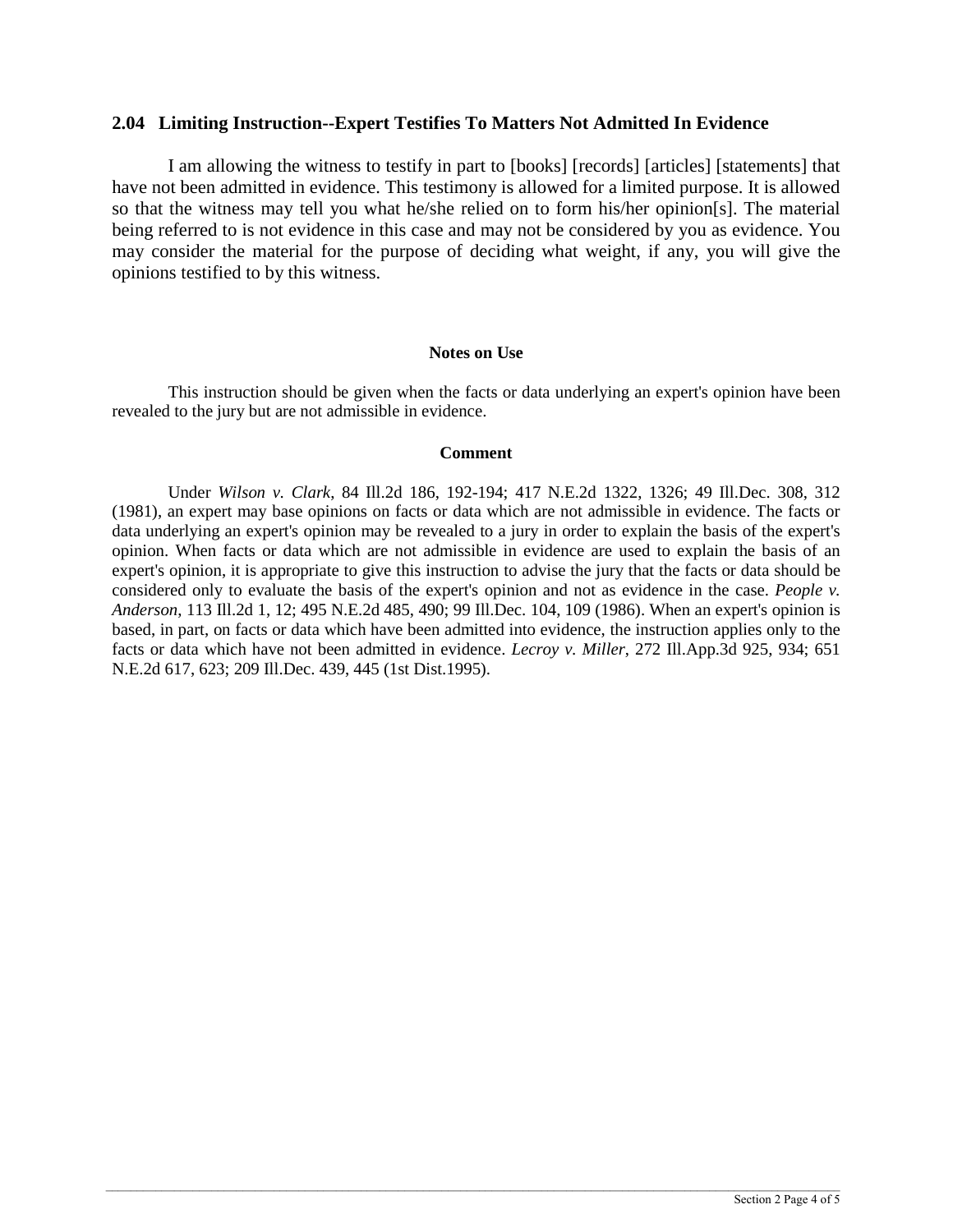## 2.04 Limiting Instruction--Expert Testifies To Matters Not Admitted In Evidence

I am allowing the witness to testify in part to [books] [records] [articles] [statements] that have not been admitted in evidence. This testimony is allowed for a limited purpose. It is allowed so that the witness may tell you what he/she relied on to form his/her opinion[s]. The material being referred to is not evidence in this case and may not be considered by you as evidence. You may consider the material for the purpose of deciding what weight, if any, you will give the opinions testified to by this witness.

### Notes on Use

This instruction should be given when the facts or data underlying an expert's opinion have been revealed to the jury but are not admissible in evidence.

### Comment

Under *Wilson v. Clark*, 84 Ill.2d 186, 192-194; 417 N.E.2d 1322, 1326; 49 Ill.Dec. 308, 312 (1981), an expert may base opinions on facts or data which are not admissible in evidence. The facts or data underlying an expert's opinion may be revealed to a jury in order to explain the basis of the expert's opinion. When facts or data which are not admissible in evidence are used to explain the basis of an expert's opinion, it is appropriate to give this instruction to advise the jury that the facts or data should be considered only to evaluate the basis of the expert's opinion and not as evidence in the case. *People v. Anderson*, 113 Ill.2d 1, 12; 495 N.E.2d 485, 490; 99 Ill.Dec. 104, 109 (1986). When an expert's opinion is based, in part, on facts or data which have been admitted into evidence, the instruction applies only to the facts or data which have not been admitted in evidence. *Lecroy v. Miller*, 272 Ill.App.3d 925, 934; 651 N.E.2d 617, 623; 209 Ill.Dec. 439, 445 (1st Dist.1995).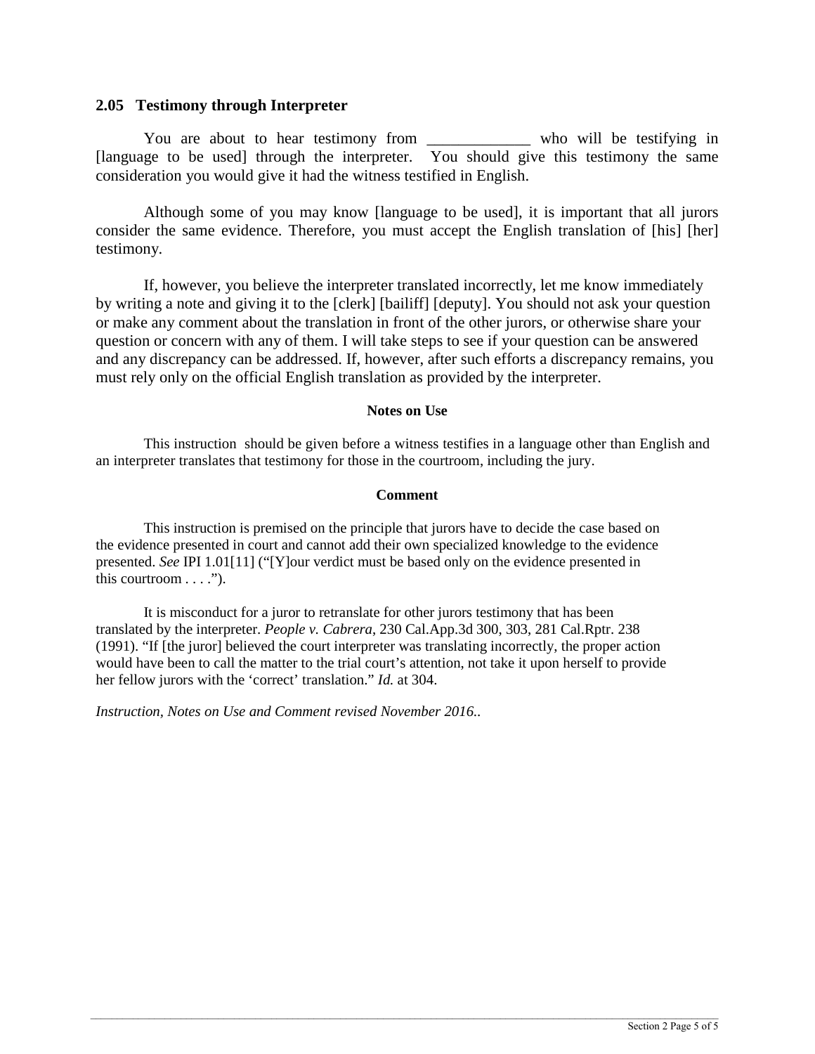### 2.05 Testimony through Interpreter

You are about to hear testimony from _____________ who will be testifying in [language to be used] through the interpreter. You should give this testimony the same consideration you would give it had the witness testified in English.

Although some of you may know [language to be used], it is important that all jurors consider the same evidence. Therefore, you must accept the English translation of [his] [her] testimony.

If, however, you believe the interpreter translated incorrectly, let me know immediately by writing a note and giving it to the [clerk] [bailiff] [deputy]. You should not ask your question or make any comment about the translation in front of the other jurors, or otherwise share your question or concern with any of them. I will take steps to see if your question can be answered and any discrepancy can be addressed. If, however, after such efforts a discrepancy remains, you must rely only on the official English translation as provided by the interpreter.

**Notes on Use**

This instruction should be given before a witness testifies in a language other than English and an interpreter translates that testimony for those in the courtroom, including the jury.

**Comment**

This instruction is premised on the principle that jurors have to decide the case based on the evidence presented in court and cannot add their own specialized knowledge to the evidence presented. *See* IPI 1.01[11] ("[Y]our verdict must be based only on the evidence presented in this courtroom . . . .").

It is misconduct for a juror to retranslate for other jurors testimony that has been translated by the interpreter. *People v. Cabrera*, 230 Cal.App.3d 300, 303, 281 Cal.Rptr. 238 (1991). "If [the juror] believed the court interpreter was translating incorrectly, the proper action would have been to call the matter to the trial court's attention, not take it upon herself to provide her fellow jurors with the 'correct' translation." *Id.* at 304.

*Instruction, Notes on Use and Comment revised November 2016..*